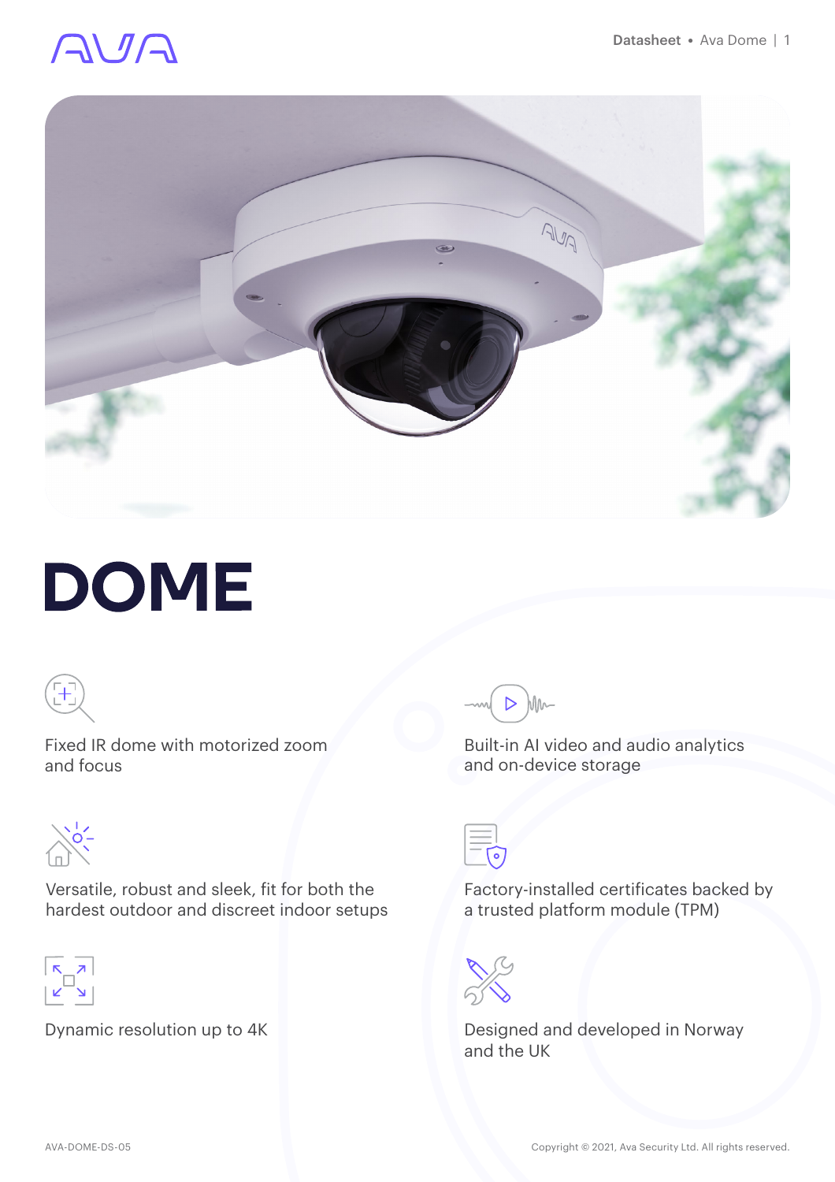# DOME

Fixed IR dome with motorized zoom and focus

Built-in AI video and audio analytics and on-device storage

Versatile, robust and sleek, fit for both the hardest outdoor and discreet indoor setups

Factory-installed certificates backed by a trusted platform module (TPM)

Dynamic resolution up to 4K

Designed and developed in Norway and the UK

AVA-DOME-DS-05

Copyright © 2021, Ava Security Ltd. All rights reserved.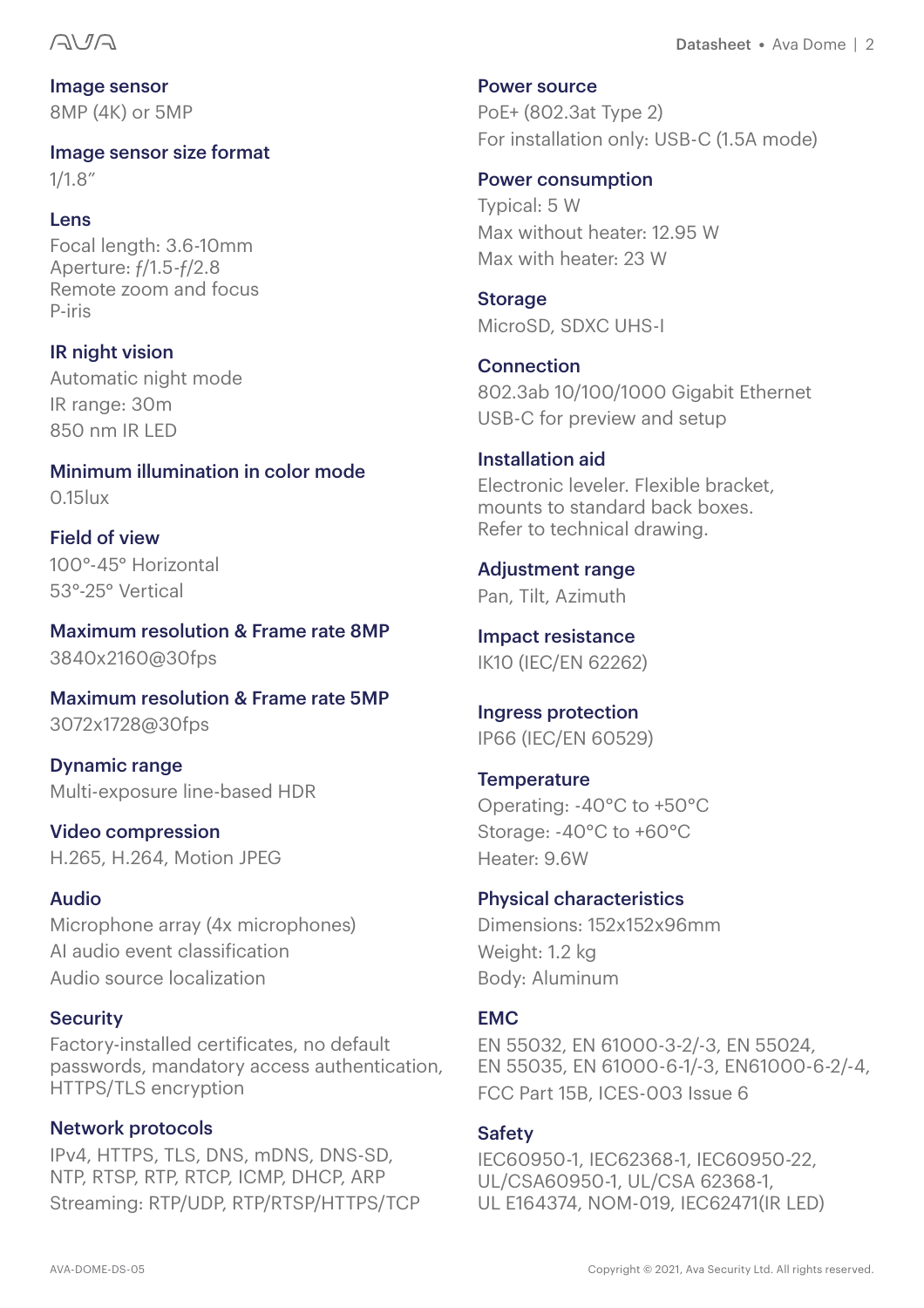### Image sensor
8MP (4K) or 5MP

### Image sensor size format
1/1.8"

### Lens
Focal length: 3.6-10mm
Aperture: ƒ/1.5-ƒ/2.8
Remote zoom and focus
P-iris

### IR night vision
Automatic night mode
IR range: 30m
850 nm IR LED

### Minimum illumination in color mode
0.15lux

### Field of view
100°-45° Horizontal
53°-25° Vertical

### Maximum resolution & Frame rate 8MP
3840x2160@30fps

### Maximum resolution & Frame rate 5MP
3072x1728@30fps

### Dynamic range
Multi-exposure line-based HDR

### Video compression
H.265, H.264, Motion JPEG

### Audio
Microphone array (4x microphones)
AI audio event classification
Audio source localization

### Security
Factory-installed certificates, no default passwords, mandatory access authentication, HTTPS/TLS encryption

### Network protocols
IPv4, HTTPS, TLS, DNS, mDNS, DNS-SD, NTP, RTSP, RTP, RTCP, ICMP, DHCP, ARP
Streaming: RTP/UDP, RTP/RTSP/HTTPS/TCP

### Power source
PoE+ (802.3at Type 2)
For installation only: USB-C (1.5A mode)

### Power consumption
Typical: 5 W
Max without heater: 12.95 W
Max with heater: 23 W

### Storage
MicroSD, SDXC UHS-I

### Connection
802.3ab 10/100/1000 Gigabit Ethernet
USB-C for preview and setup

### Installation aid
Electronic leveler. Flexible bracket, mounts to standard back boxes. Refer to technical drawing.

### Adjustment range
Pan, Tilt, Azimuth

### Impact resistance
IK10 (IEC/EN 62262)

### Ingress protection
IP66 (IEC/EN 60529)

### Temperature
Operating: -40°C to +50°C
Storage: -40°C to +60°C
Heater: 9.6W

### Physical characteristics
Dimensions: 152x152x96mm
Weight: 1.2 kg
Body: Aluminum

### EMC
EN 55032, EN 61000-3-2/-3, EN 55024, EN 55035, EN 61000-6-1/-3, EN61000-6-2/-4,
FCC Part 15B, ICES-003 Issue 6

### Safety
IEC60950-1, IEC62368-1, IEC60950-22, UL/CSA60950-1, UL/CSA 62368-1, UL E164374, NOM-019, IEC62471(IR LED)

AVA-DOME-DS-05

Copyright © 2021, Ava Security Ltd. All rights reserved.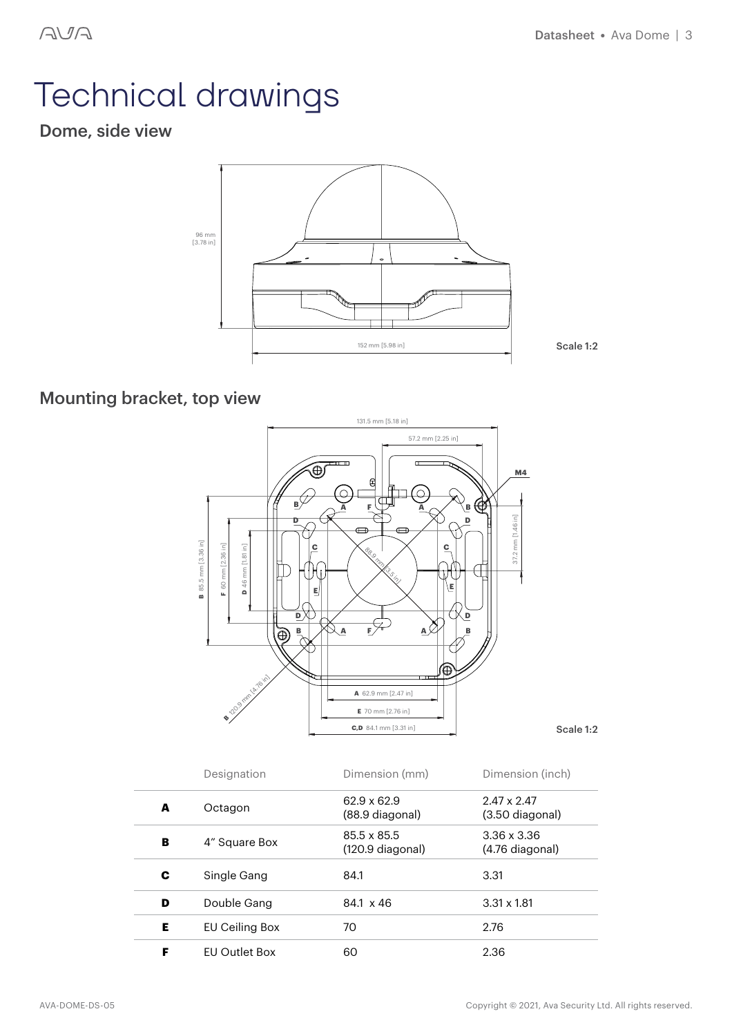# Technical drawings

## Dome, side view

96 mm [3.78 in]

152 mm [5.98 in]

Scale 1:2

## Mounting bracket, top view

131.5 mm [5.18 in]

57.2 mm [2.25 in]

M4

37.2 mm [1.46 in]

B 85.5 mm [3.36 in]

F 60 mm [2.36 in]

D 46 mm [1.81 in]

88.9 mm [3.5 in]

B 120.9 mm [4.76 in]

A 62.9 mm [2.47 in]

E 70 mm [2.76 in]

C,D 84.1 mm [3.31 in]

Scale 1:2

| | Designation | Dimension (mm) | Dimension (inch) |
|---|---|---|---|
| **A** | Octagon | 62.9 x 62.9 (88.9 diagonal) | 2.47 x 2.47 (3.50 diagonal) |
| **B** | 4" Square Box | 85.5 x 85.5 (120.9 diagonal) | 3.36 x 3.36 (4.76 diagonal) |
| **C** | Single Gang | 84.1 | 3.31 |
| **D** | Double Gang | 84.1 x 46 | 3.31 x 1.81 |
| **E** | EU Ceiling Box | 70 | 2.76 |
| **F** | EU Outlet Box | 60 | 2.36 |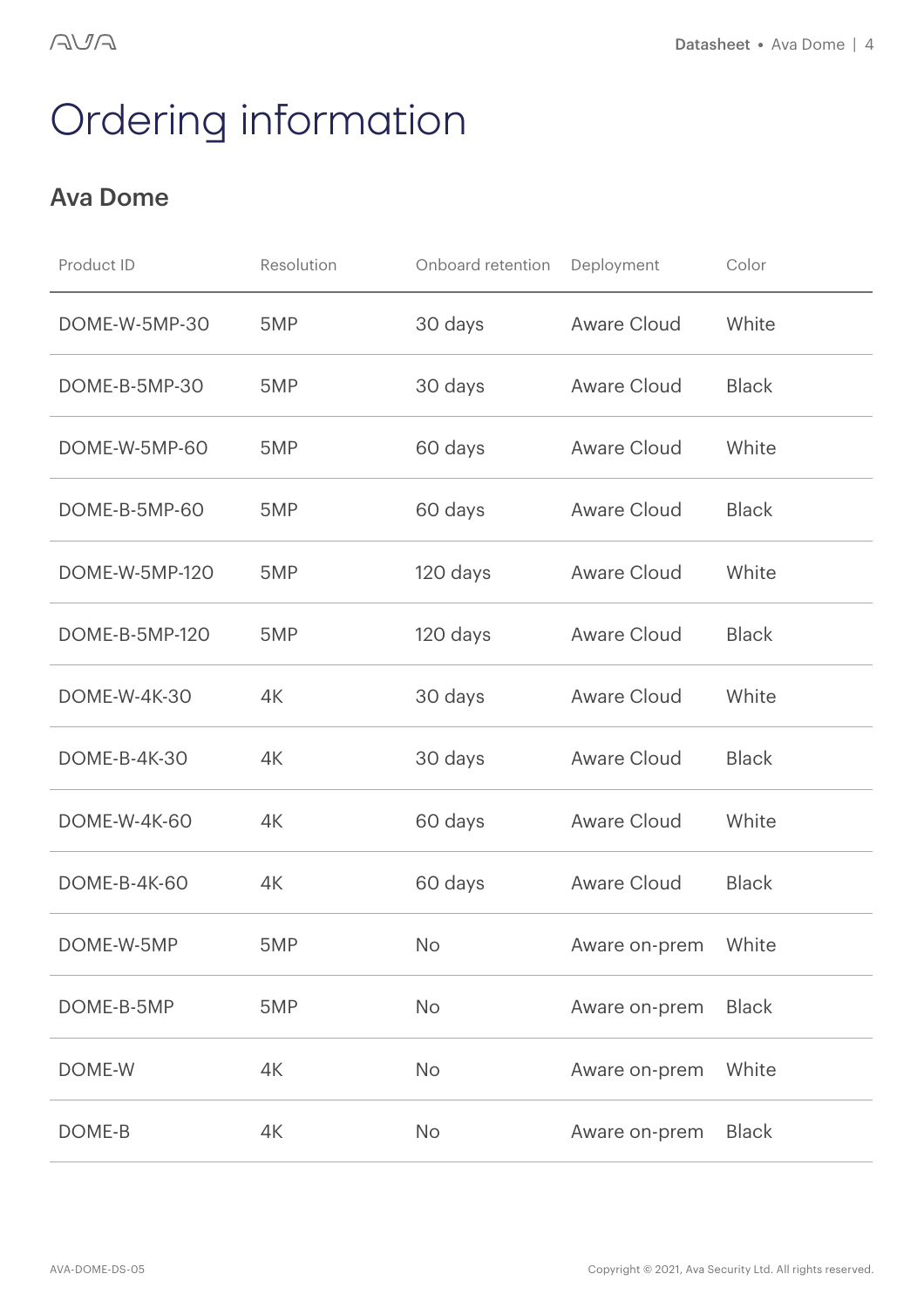# Ordering information

## Ava Dome

| Product ID | Resolution | Onboard retention | Deployment | Color |
|---|---|---|---|---|
| DOME-W-5MP-30 | 5MP | 30 days | Aware Cloud | White |
| DOME-B-5MP-30 | 5MP | 30 days | Aware Cloud | Black |
| DOME-W-5MP-60 | 5MP | 60 days | Aware Cloud | White |
| DOME-B-5MP-60 | 5MP | 60 days | Aware Cloud | Black |
| DOME-W-5MP-120 | 5MP | 120 days | Aware Cloud | White |
| DOME-B-5MP-120 | 5MP | 120 days | Aware Cloud | Black |
| DOME-W-4K-30 | 4K | 30 days | Aware Cloud | White |
| DOME-B-4K-30 | 4K | 30 days | Aware Cloud | Black |
| DOME-W-4K-60 | 4K | 60 days | Aware Cloud | White |
| DOME-B-4K-60 | 4K | 60 days | Aware Cloud | Black |
| DOME-W-5MP | 5MP | No | Aware on-prem | White |
| DOME-B-5MP | 5MP | No | Aware on-prem | Black |
| DOME-W | 4K | No | Aware on-prem | White |
| DOME-B | 4K | No | Aware on-prem | Black |

AVA-DOME-DS-05

Copyright © 2021, Ava Security Ltd. All rights reserved.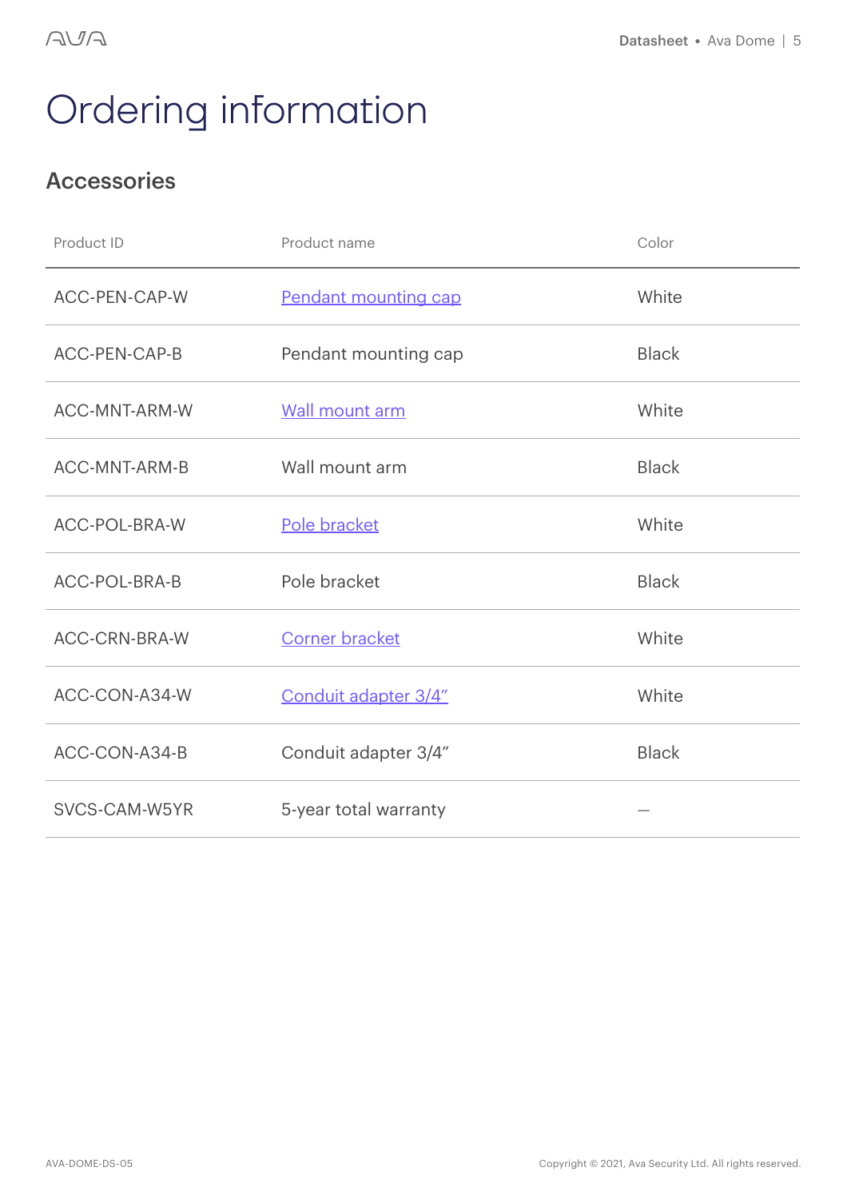# Ordering information

## Accessories

| Product ID | Product name | Color |
|---|---|---|
| ACC-PEN-CAP-W | Pendant mounting cap | White |
| ACC-PEN-CAP-B | Pendant mounting cap | Black |
| ACC-MNT-ARM-W | Wall mount arm | White |
| ACC-MNT-ARM-B | Wall mount arm | Black |
| ACC-POL-BRA-W | Pole bracket | White |
| ACC-POL-BRA-B | Pole bracket | Black |
| ACC-CRN-BRA-W | Corner bracket | White |
| ACC-CON-A34-W | Conduit adapter 3/4” | White |
| ACC-CON-A34-B | Conduit adapter 3/4” | Black |
| SVCS-CAM-W5YR | 5-year total warranty | — |

AVA-DOME-DS-05

Copyright © 2021, Ava Security Ltd. All rights reserved.